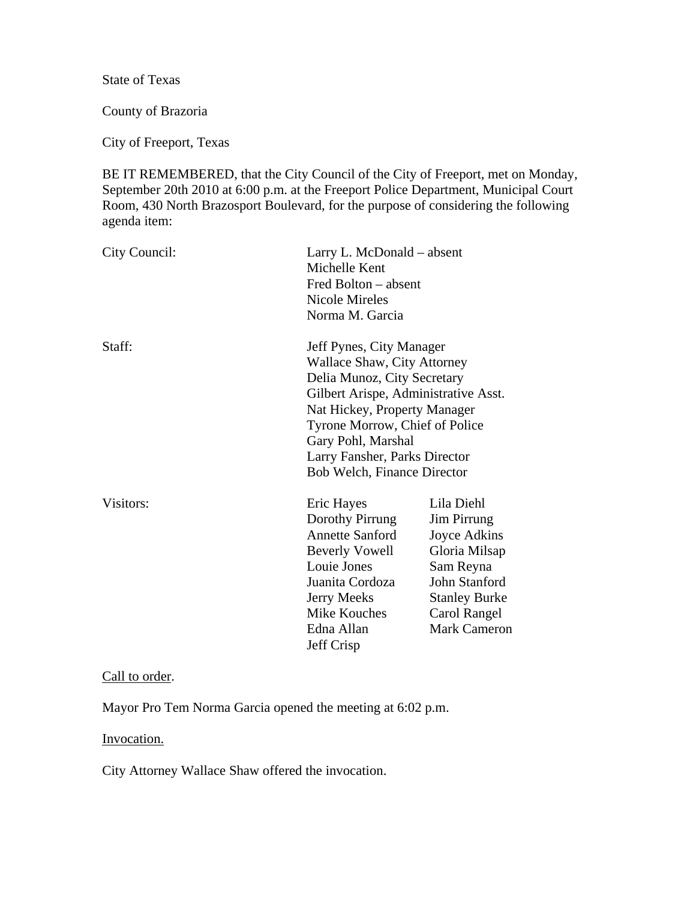State of Texas

County of Brazoria

City of Freeport, Texas

BE IT REMEMBERED, that the City Council of the City of Freeport, met on Monday, September 20th 2010 at 6:00 p.m. at the Freeport Police Department, Municipal Court Room, 430 North Brazosport Boulevard, for the purpose of considering the following agenda item:

| | | |
|---|---|---|
| City Council: | Larry L. McDonald – absent | |
| | Michelle Kent | |
| | Fred Bolton – absent | |
| | Nicole Mireles | |
| | Norma M. Garcia | |
| Staff: | Jeff Pynes, City Manager | |
| | Wallace Shaw, City Attorney | |
| | Delia Munoz, City Secretary | |
| | Gilbert Arispe, Administrative Asst. | |
| | Nat Hickey, Property Manager | |
| | Tyrone Morrow, Chief of Police | |
| | Gary Pohl, Marshal | |
| | Larry Fansher, Parks Director | |
| | Bob Welch, Finance Director | |
| Visitors: | Eric Hayes | Lila Diehl |
| | Dorothy Pirrung | Jim Pirrung |
| | Annette Sanford | Joyce Adkins |
| | Beverly Vowell | Gloria Milsap |
| | Louie Jones | Sam Reyna |
| | Juanita Cordoza | John Stanford |
| | Jerry Meeks | Stanley Burke |
| | Mike Kouches | Carol Rangel |
| | Edna Allan | Mark Cameron |
| | Jeff Crisp | |

Call to order.

Mayor Pro Tem Norma Garcia opened the meeting at 6:02 p.m.

Invocation.

City Attorney Wallace Shaw offered the invocation.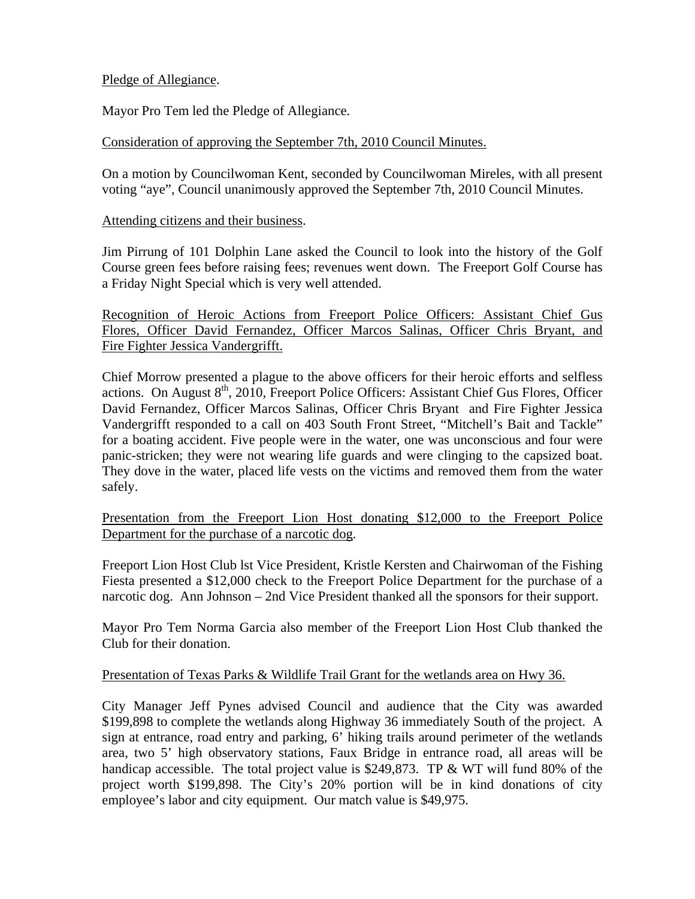Pledge of Allegiance.

Mayor Pro Tem led the Pledge of Allegiance.

Consideration of approving the September 7th, 2010 Council Minutes.

On a motion by Councilwoman Kent, seconded by Councilwoman Mireles, with all present voting "aye", Council unanimously approved the September 7th, 2010 Council Minutes.

Attending citizens and their business.

Jim Pirrung of 101 Dolphin Lane asked the Council to look into the history of the Golf Course green fees before raising fees; revenues went down. The Freeport Golf Course has a Friday Night Special which is very well attended.

Recognition of Heroic Actions from Freeport Police Officers: Assistant Chief Gus Flores, Officer David Fernandez, Officer Marcos Salinas, Officer Chris Bryant, and Fire Fighter Jessica Vandergrifft.

Chief Morrow presented a plague to the above officers for their heroic efforts and selfless actions. On August 8th, 2010, Freeport Police Officers: Assistant Chief Gus Flores, Officer David Fernandez, Officer Marcos Salinas, Officer Chris Bryant and Fire Fighter Jessica Vandergrifft responded to a call on 403 South Front Street, "Mitchell's Bait and Tackle" for a boating accident. Five people were in the water, one was unconscious and four were panic-stricken; they were not wearing life guards and were clinging to the capsized boat. They dove in the water, placed life vests on the victims and removed them from the water safely.

Presentation from the Freeport Lion Host donating $12,000 to the Freeport Police Department for the purchase of a narcotic dog.

Freeport Lion Host Club lst Vice President, Kristle Kersten and Chairwoman of the Fishing Fiesta presented a $12,000 check to the Freeport Police Department for the purchase of a narcotic dog. Ann Johnson – 2nd Vice President thanked all the sponsors for their support.

Mayor Pro Tem Norma Garcia also member of the Freeport Lion Host Club thanked the Club for their donation.

Presentation of Texas Parks & Wildlife Trail Grant for the wetlands area on Hwy 36.

City Manager Jeff Pynes advised Council and audience that the City was awarded $199,898 to complete the wetlands along Highway 36 immediately South of the project. A sign at entrance, road entry and parking, 6' hiking trails around perimeter of the wetlands area, two 5' high observatory stations, Faux Bridge in entrance road, all areas will be handicap accessible. The total project value is $249,873. TP & WT will fund 80% of the project worth $199,898. The City's 20% portion will be in kind donations of city employee's labor and city equipment. Our match value is $49,975.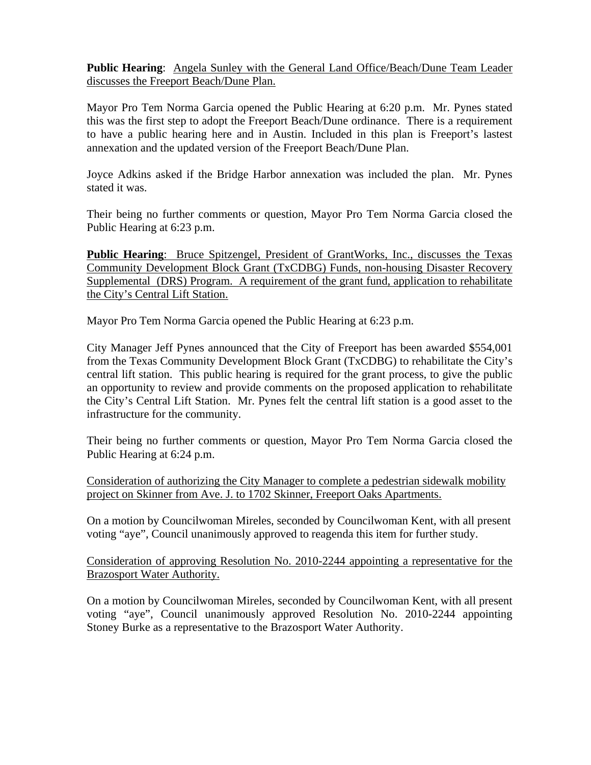**Public Hearing**: Angela Sunley with the General Land Office/Beach/Dune Team Leader discusses the Freeport Beach/Dune Plan.

Mayor Pro Tem Norma Garcia opened the Public Hearing at 6:20 p.m. Mr. Pynes stated this was the first step to adopt the Freeport Beach/Dune ordinance. There is a requirement to have a public hearing here and in Austin. Included in this plan is Freeport's lastest annexation and the updated version of the Freeport Beach/Dune Plan.

Joyce Adkins asked if the Bridge Harbor annexation was included the plan. Mr. Pynes stated it was.

Their being no further comments or question, Mayor Pro Tem Norma Garcia closed the Public Hearing at 6:23 p.m.

**Public Hearing**: Bruce Spitzengel, President of GrantWorks, Inc., discusses the Texas Community Development Block Grant (TxCDBG) Funds, non-housing Disaster Recovery Supplemental (DRS) Program. A requirement of the grant fund, application to rehabilitate the City's Central Lift Station.

Mayor Pro Tem Norma Garcia opened the Public Hearing at 6:23 p.m.

City Manager Jeff Pynes announced that the City of Freeport has been awarded $554,001 from the Texas Community Development Block Grant (TxCDBG) to rehabilitate the City's central lift station. This public hearing is required for the grant process, to give the public an opportunity to review and provide comments on the proposed application to rehabilitate the City's Central Lift Station. Mr. Pynes felt the central lift station is a good asset to the infrastructure for the community.

Their being no further comments or question, Mayor Pro Tem Norma Garcia closed the Public Hearing at 6:24 p.m.

Consideration of authorizing the City Manager to complete a pedestrian sidewalk mobility project on Skinner from Ave. J. to 1702 Skinner, Freeport Oaks Apartments.

On a motion by Councilwoman Mireles, seconded by Councilwoman Kent, with all present voting "aye", Council unanimously approved to reagenda this item for further study.

Consideration of approving Resolution No. 2010-2244 appointing a representative for the Brazosport Water Authority.

On a motion by Councilwoman Mireles, seconded by Councilwoman Kent, with all present voting "aye", Council unanimously approved Resolution No. 2010-2244 appointing Stoney Burke as a representative to the Brazosport Water Authority.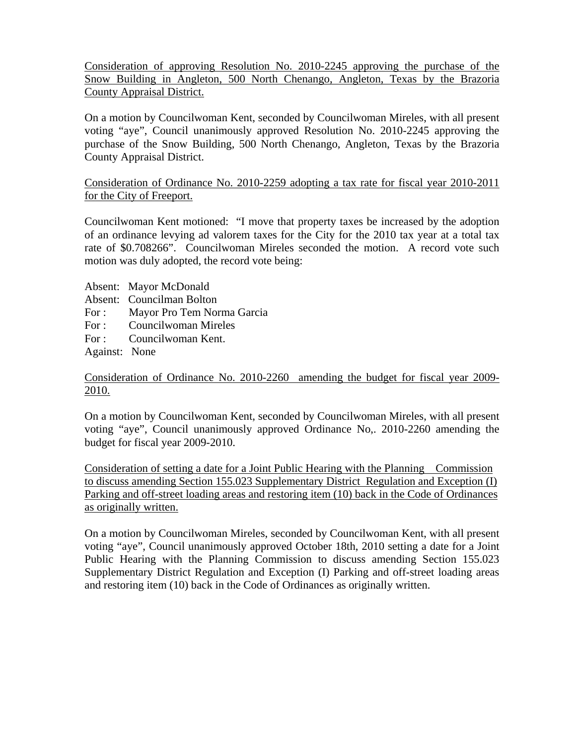Consideration of approving Resolution No. 2010-2245 approving the purchase of the Snow Building in Angleton, 500 North Chenango, Angleton, Texas by the Brazoria County Appraisal District.

On a motion by Councilwoman Kent, seconded by Councilwoman Mireles, with all present voting "aye", Council unanimously approved Resolution No. 2010-2245 approving the purchase of the Snow Building, 500 North Chenango, Angleton, Texas by the Brazoria County Appraisal District.

Consideration of Ordinance No. 2010-2259 adopting a tax rate for fiscal year 2010-2011 for the City of Freeport.

Councilwoman Kent motioned: "I move that property taxes be increased by the adoption of an ordinance levying ad valorem taxes for the City for the 2010 tax year at a total tax rate of $0.708266". Councilwoman Mireles seconded the motion. A record vote such motion was duly adopted, the record vote being:

Absent: Mayor McDonald
Absent: Councilman Bolton
For : Mayor Pro Tem Norma Garcia
For : Councilwoman Mireles
For : Councilwoman Kent.
Against: None

Consideration of Ordinance No. 2010-2260 amending the budget for fiscal year 2009-2010.

On a motion by Councilwoman Kent, seconded by Councilwoman Mireles, with all present voting "aye", Council unanimously approved Ordinance No,. 2010-2260 amending the budget for fiscal year 2009-2010.

Consideration of setting a date for a Joint Public Hearing with the Planning Commission to discuss amending Section 155.023 Supplementary District Regulation and Exception (I) Parking and off-street loading areas and restoring item (10) back in the Code of Ordinances as originally written.

On a motion by Councilwoman Mireles, seconded by Councilwoman Kent, with all present voting "aye", Council unanimously approved October 18th, 2010 setting a date for a Joint Public Hearing with the Planning Commission to discuss amending Section 155.023 Supplementary District Regulation and Exception (I) Parking and off-street loading areas and restoring item (10) back in the Code of Ordinances as originally written.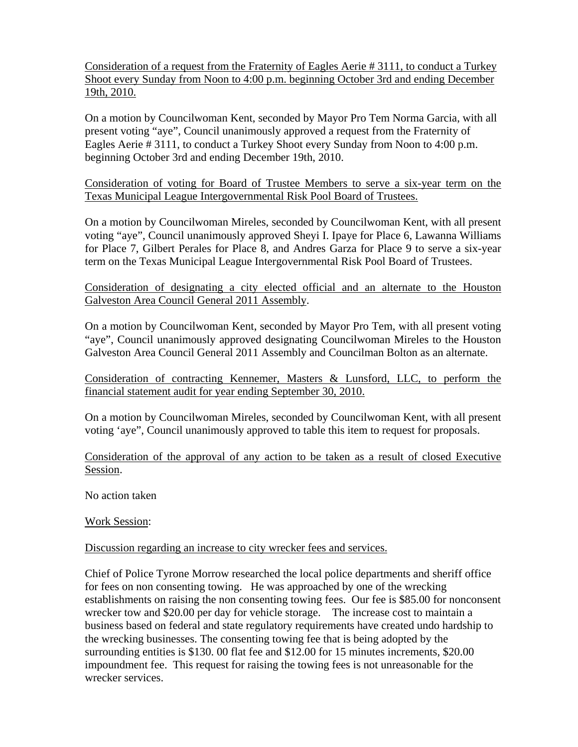Consideration of a request from the Fraternity of Eagles Aerie # 3111, to conduct a Turkey Shoot every Sunday from Noon to 4:00 p.m. beginning October 3rd and ending December 19th, 2010.

On a motion by Councilwoman Kent, seconded by Mayor Pro Tem Norma Garcia, with all present voting "aye", Council unanimously approved a request from the Fraternity of Eagles Aerie # 3111, to conduct a Turkey Shoot every Sunday from Noon to 4:00 p.m. beginning October 3rd and ending December 19th, 2010.

Consideration of voting for Board of Trustee Members to serve a six-year term on the Texas Municipal League Intergovernmental Risk Pool Board of Trustees.

On a motion by Councilwoman Mireles, seconded by Councilwoman Kent, with all present voting "aye", Council unanimously approved Sheyi I. Ipaye for Place 6, Lawanna Williams for Place 7, Gilbert Perales for Place 8, and Andres Garza for Place 9 to serve a six-year term on the Texas Municipal League Intergovernmental Risk Pool Board of Trustees.

Consideration of designating a city elected official and an alternate to the Houston Galveston Area Council General 2011 Assembly.

On a motion by Councilwoman Kent, seconded by Mayor Pro Tem, with all present voting "aye", Council unanimously approved designating Councilwoman Mireles to the Houston Galveston Area Council General 2011 Assembly and Councilman Bolton as an alternate.

Consideration of contracting Kennemer, Masters & Lunsford, LLC, to perform the financial statement audit for year ending September 30, 2010.

On a motion by Councilwoman Mireles, seconded by Councilwoman Kent, with all present voting 'aye", Council unanimously approved to table this item to request for proposals.

Consideration of the approval of any action to be taken as a result of closed Executive Session.

No action taken

Work Session:

Discussion regarding an increase to city wrecker fees and services.

Chief of Police Tyrone Morrow researched the local police departments and sheriff office for fees on non consenting towing. He was approached by one of the wrecking establishments on raising the non consenting towing fees. Our fee is $85.00 for nonconsent wrecker tow and $20.00 per day for vehicle storage. The increase cost to maintain a business based on federal and state regulatory requirements have created undo hardship to the wrecking businesses. The consenting towing fee that is being adopted by the surrounding entities is $130. 00 flat fee and $12.00 for 15 minutes increments, $20.00 impoundment fee. This request for raising the towing fees is not unreasonable for the wrecker services.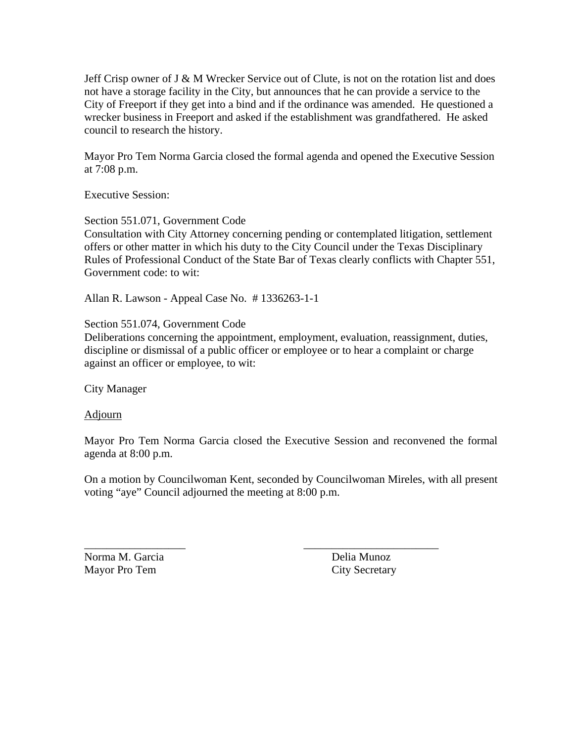Jeff Crisp owner of J & M Wrecker Service out of Clute, is not on the rotation list and does not have a storage facility in the City, but announces that he can provide a service to the City of Freeport if they get into a bind and if the ordinance was amended. He questioned a wrecker business in Freeport and asked if the establishment was grandfathered. He asked council to research the history.

Mayor Pro Tem Norma Garcia closed the formal agenda and opened the Executive Session at 7:08 p.m.

Executive Session:

Section 551.071, Government Code
Consultation with City Attorney concerning pending or contemplated litigation, settlement offers or other matter in which his duty to the City Council under the Texas Disciplinary Rules of Professional Conduct of the State Bar of Texas clearly conflicts with Chapter 551, Government code: to wit:

Allan R. Lawson - Appeal Case No. # 1336263-1-1

Section 551.074, Government Code
Deliberations concerning the appointment, employment, evaluation, reassignment, duties, discipline or dismissal of a public officer or employee or to hear a complaint or charge against an officer or employee, to wit:

City Manager

<u>Adjourn</u>

Mayor Pro Tem Norma Garcia closed the Executive Session and reconvened the formal agenda at 8:00 p.m.

On a motion by Councilwoman Kent, seconded by Councilwoman Mireles, with all present voting "aye" Council adjourned the meeting at 8:00 p.m.

\_\_\_\_\_\_\_\_\_\_\_\_\_\_\_\_\_\_
Norma M. Garcia
Mayor Pro Tem

\_\_\_\_\_\_\_\_\_\_\_\_\_\_\_\_\_\_\_\_\_\_\_\_
Delia Munoz
City Secretary